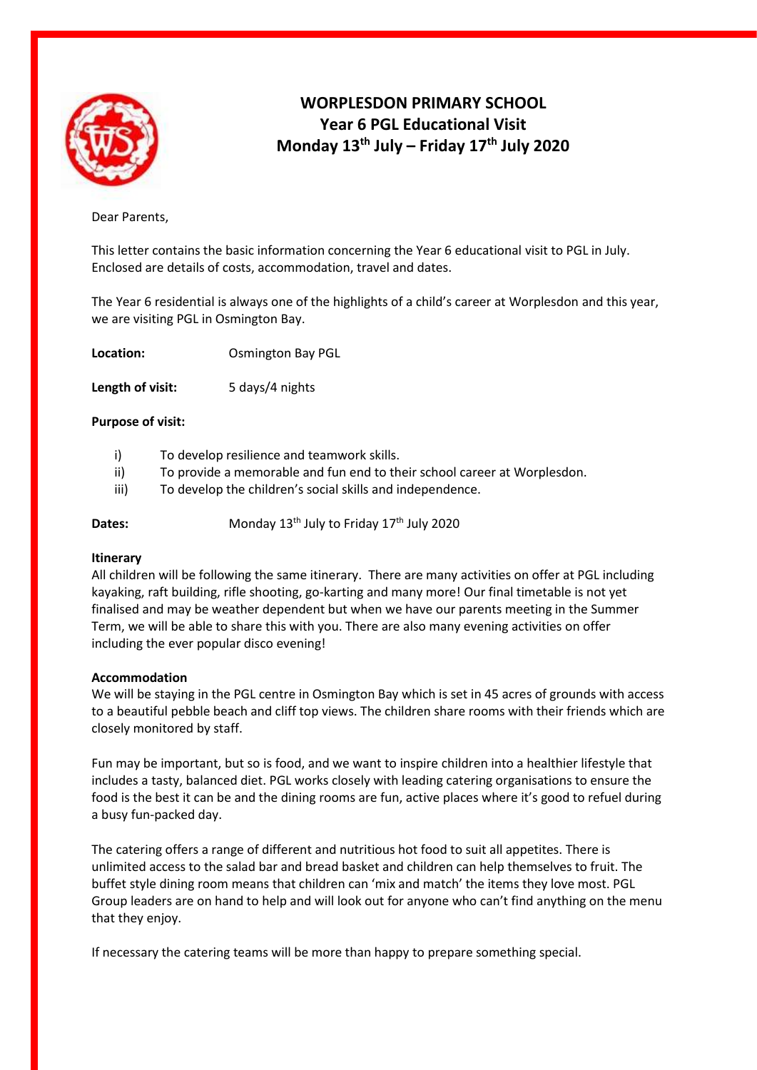# WORPLESDON PRIMARY SCHOOL
## Year 6 PGL Educational Visit
## Monday 13th July – Friday 17th July 2020

Dear Parents,

This letter contains the basic information concerning the Year 6 educational visit to PGL in July. Enclosed are details of costs, accommodation, travel and dates.

The Year 6 residential is always one of the highlights of a child's career at Worplesdon and this year, we are visiting PGL in Osmington Bay.

**Location:** Osmington Bay PGL

**Length of visit:** 5 days/4 nights

**Purpose of visit:**

i) To develop resilience and teamwork skills.
ii) To provide a memorable and fun end to their school career at Worplesdon.
iii) To develop the children's social skills and independence.

**Dates:** Monday 13th July to Friday 17th July 2020

**Itinerary**

All children will be following the same itinerary. There are many activities on offer at PGL including kayaking, raft building, rifle shooting, go-karting and many more! Our final timetable is not yet finalised and may be weather dependent but when we have our parents meeting in the Summer Term, we will be able to share this with you. There are also many evening activities on offer including the ever popular disco evening!

**Accommodation**

We will be staying in the PGL centre in Osmington Bay which is set in 45 acres of grounds with access to a beautiful pebble beach and cliff top views. The children share rooms with their friends which are closely monitored by staff.

Fun may be important, but so is food, and we want to inspire children into a healthier lifestyle that includes a tasty, balanced diet. PGL works closely with leading catering organisations to ensure the food is the best it can be and the dining rooms are fun, active places where it's good to refuel during a busy fun-packed day.

The catering offers a range of different and nutritious hot food to suit all appetites. There is unlimited access to the salad bar and bread basket and children can help themselves to fruit. The buffet style dining room means that children can 'mix and match' the items they love most. PGL Group leaders are on hand to help and will look out for anyone who can't find anything on the menu that they enjoy.

If necessary the catering teams will be more than happy to prepare something special.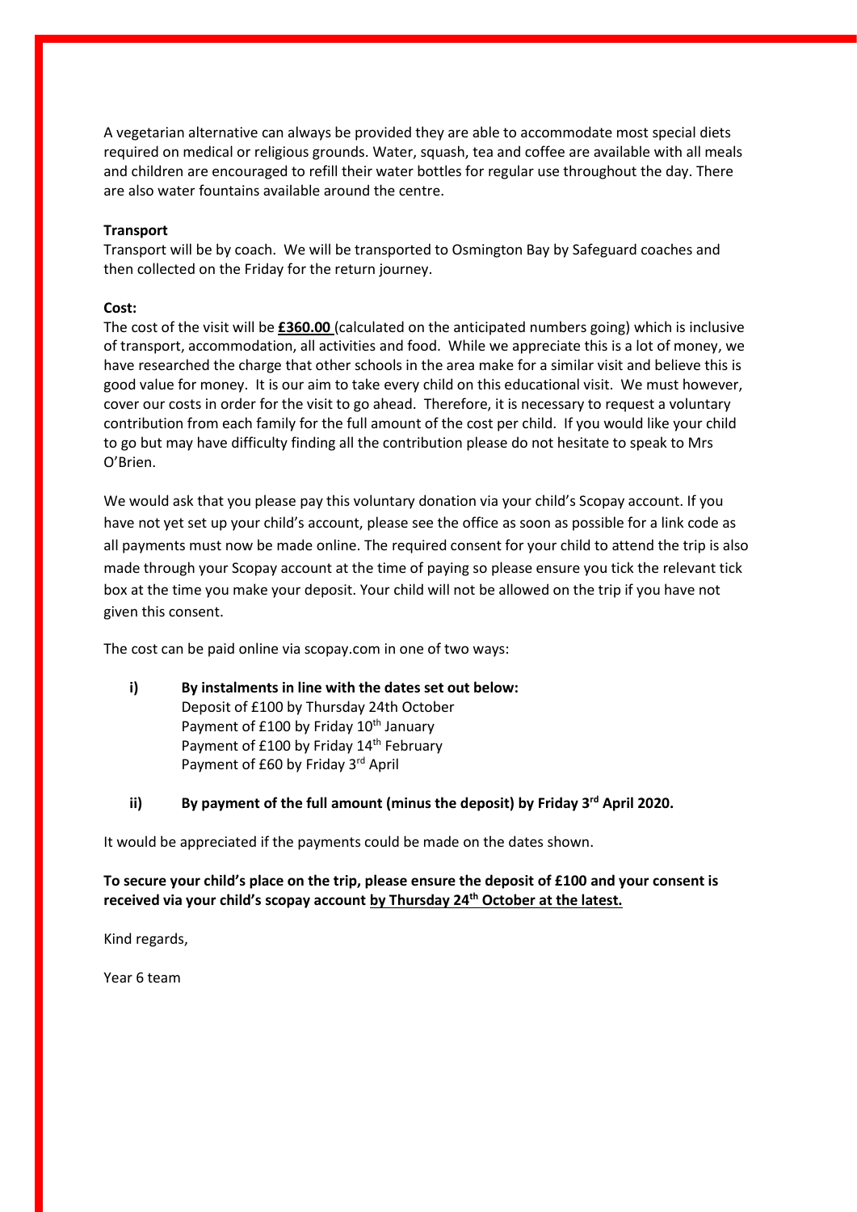A vegetarian alternative can always be provided they are able to accommodate most special diets required on medical or religious grounds. Water, squash, tea and coffee are available with all meals and children are encouraged to refill their water bottles for regular use throughout the day. There are also water fountains available around the centre.

**Transport**
Transport will be by coach. We will be transported to Osmington Bay by Safeguard coaches and then collected on the Friday for the return journey.

**Cost:**
The cost of the visit will be **<u>£360.00</u>** (calculated on the anticipated numbers going) which is inclusive of transport, accommodation, all activities and food. While we appreciate this is a lot of money, we have researched the charge that other schools in the area make for a similar visit and believe this is good value for money. It is our aim to take every child on this educational visit. We must however, cover our costs in order for the visit to go ahead. Therefore, it is necessary to request a voluntary contribution from each family for the full amount of the cost per child. If you would like your child to go but may have difficulty finding all the contribution please do not hesitate to speak to Mrs O'Brien.

We would ask that you please pay this voluntary donation via your child's Scopay account. If you have not yet set up your child's account, please see the office as soon as possible for a link code as all payments must now be made online. The required consent for your child to attend the trip is also made through your Scopay account at the time of paying so please ensure you tick the relevant tick box at the time you make your deposit. Your child will not be allowed on the trip if you have not given this consent.

The cost can be paid online via scopay.com in one of two ways:

i) **By instalments in line with the dates set out below:**
Deposit of £100 by Thursday 24th October
Payment of £100 by Friday 10th January
Payment of £100 by Friday 14th February
Payment of £60 by Friday 3rd April

ii) **By payment of the full amount (minus the deposit) by Friday 3rd April 2020.**

It would be appreciated if the payments could be made on the dates shown.

**To secure your child's place on the trip, please ensure the deposit of £100 and your consent is received via your child's scopay account <u>by Thursday 24th October at the latest.</u>**

Kind regards,

Year 6 team